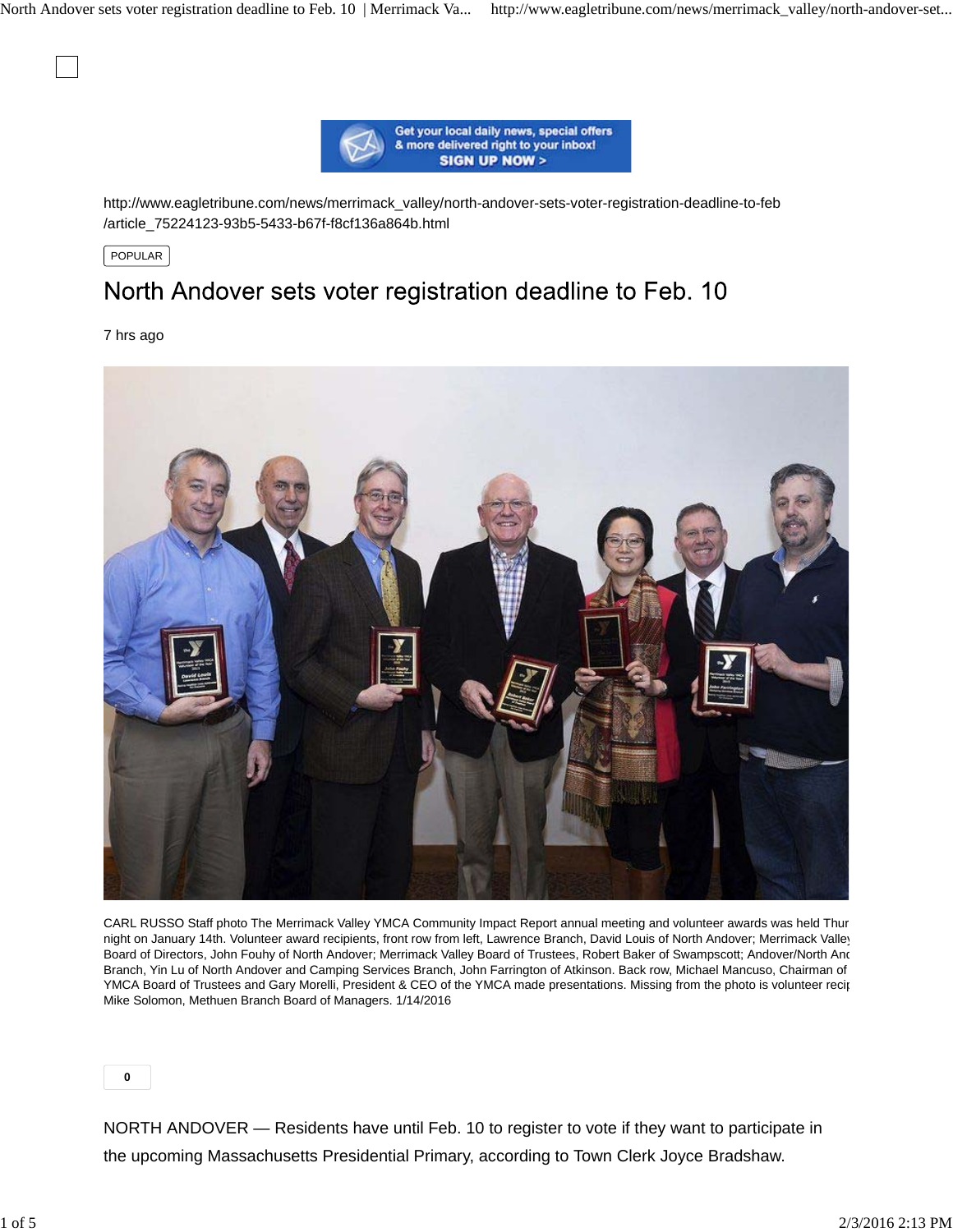http://www.eagletribune.com/news/merrimack_valley/north-andover-sets-voter-registration-deadline-to-feb/article_75224123-93b5-5433-b67f-f8cf136a864b.html

POPULAR

# North Andover sets voter registration deadline to Feb. 10

7 hrs ago

CARL RUSSO Staff photo The Merrimack Valley YMCA Community Impact Report annual meeting and volunteer awards was held Thur night on January 14th. Volunteer award recipients, front row from left, Lawrence Branch, David Louis of North Andover; Merrimack Valley Board of Directors, John Fouhy of North Andover; Merrimack Valley Board of Trustees, Robert Baker of Swampscott; Andover/North And Branch, Yin Lu of North Andover and Camping Services Branch, John Farrington of Atkinson. Back row, Michael Mancuso, Chairman of YMCA Board of Trustees and Gary Morelli, President & CEO of the YMCA made presentations. Missing from the photo is volunteer recip Mike Solomon, Methuen Branch Board of Managers. 1/14/2016

0

NORTH ANDOVER — Residents have until Feb. 10 to register to vote if they want to participate in the upcoming Massachusetts Presidential Primary, according to Town Clerk Joyce Bradshaw.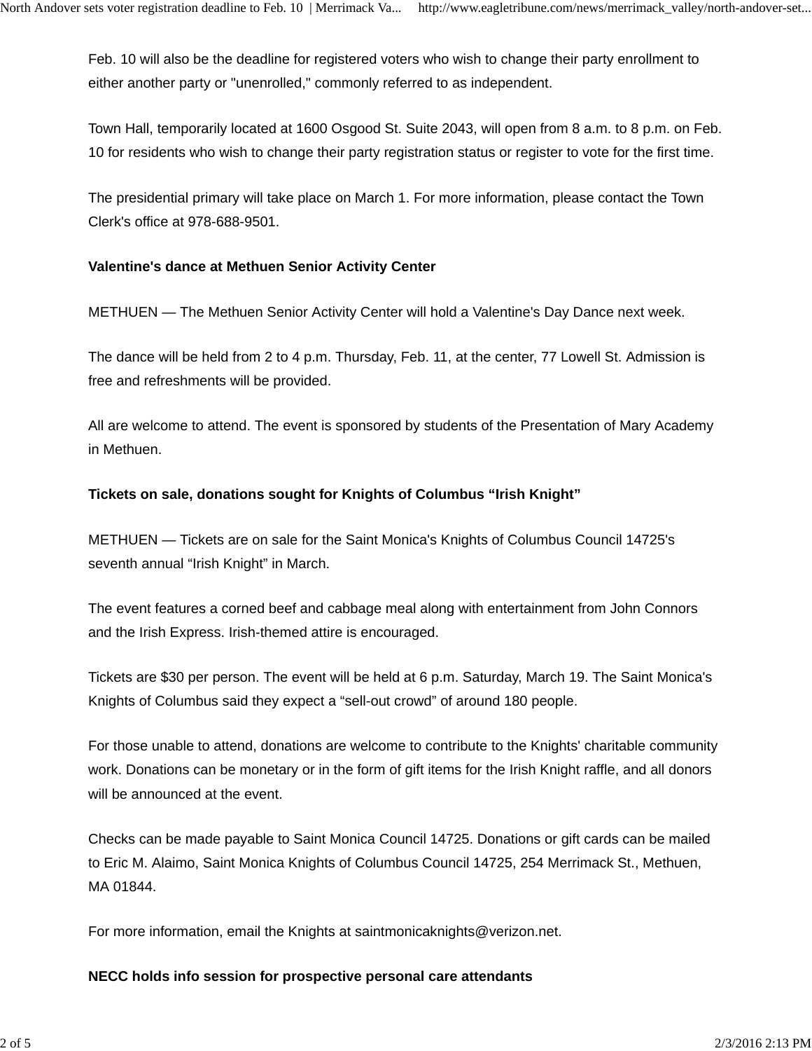Feb. 10 will also be the deadline for registered voters who wish to change their party enrollment to either another party or "unenrolled," commonly referred to as independent.

Town Hall, temporarily located at 1600 Osgood St. Suite 2043, will open from 8 a.m. to 8 p.m. on Feb. 10 for residents who wish to change their party registration status or register to vote for the first time.

The presidential primary will take place on March 1. For more information, please contact the Town Clerk's office at 978-688-9501.

**Valentine's dance at Methuen Senior Activity Center**

METHUEN — The Methuen Senior Activity Center will hold a Valentine's Day Dance next week.

The dance will be held from 2 to 4 p.m. Thursday, Feb. 11, at the center, 77 Lowell St. Admission is free and refreshments will be provided.

All are welcome to attend. The event is sponsored by students of the Presentation of Mary Academy in Methuen.

**Tickets on sale, donations sought for Knights of Columbus “Irish Knight”**

METHUEN — Tickets are on sale for the Saint Monica's Knights of Columbus Council 14725's seventh annual “Irish Knight” in March.

The event features a corned beef and cabbage meal along with entertainment from John Connors and the Irish Express. Irish-themed attire is encouraged.

Tickets are $30 per person. The event will be held at 6 p.m. Saturday, March 19. The Saint Monica's Knights of Columbus said they expect a “sell-out crowd” of around 180 people.

For those unable to attend, donations are welcome to contribute to the Knights' charitable community work. Donations can be monetary or in the form of gift items for the Irish Knight raffle, and all donors will be announced at the event.

Checks can be made payable to Saint Monica Council 14725. Donations or gift cards can be mailed to Eric M. Alaimo, Saint Monica Knights of Columbus Council 14725, 254 Merrimack St., Methuen, MA 01844.

For more information, email the Knights at saintmonicaknights@verizon.net.

**NECC holds info session for prospective personal care attendants**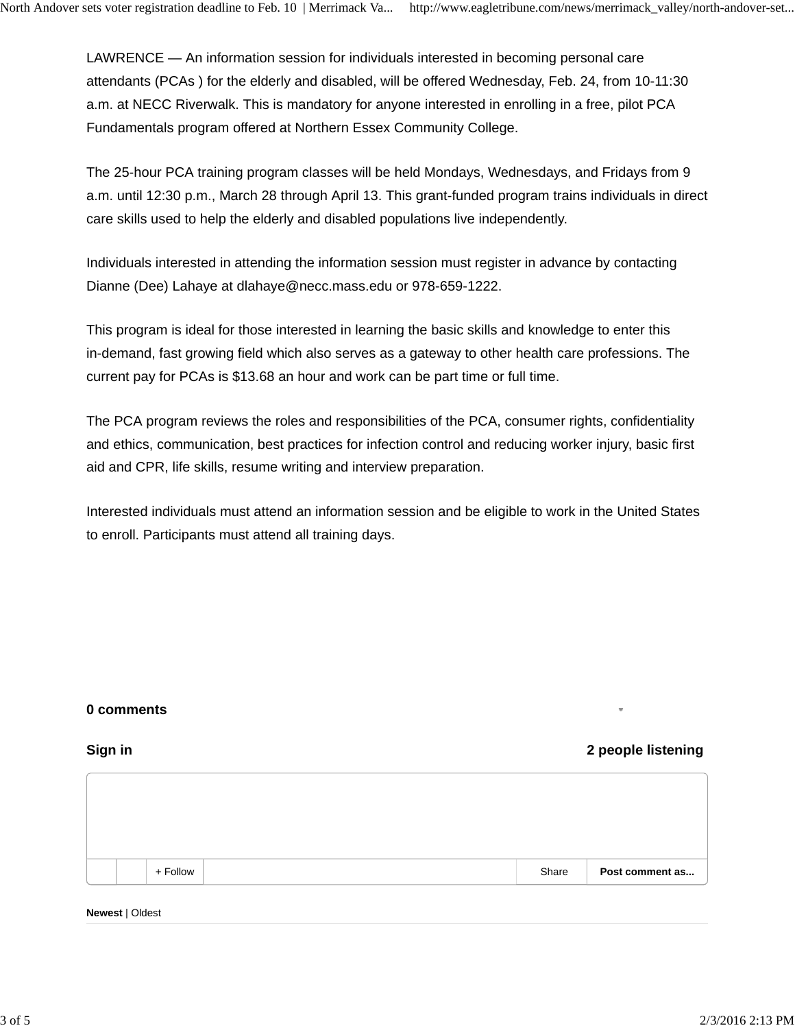LAWRENCE — An information session for individuals interested in becoming personal care attendants (PCAs ) for the elderly and disabled, will be offered Wednesday, Feb. 24, from 10-11:30 a.m. at NECC Riverwalk. This is mandatory for anyone interested in enrolling in a free, pilot PCA Fundamentals program offered at Northern Essex Community College.

The 25-hour PCA training program classes will be held Mondays, Wednesdays, and Fridays from 9 a.m. until 12:30 p.m., March 28 through April 13. This grant-funded program trains individuals in direct care skills used to help the elderly and disabled populations live independently.

Individuals interested in attending the information session must register in advance by contacting Dianne (Dee) Lahaye at dlahaye@necc.mass.edu or 978-659-1222.

This program is ideal for those interested in learning the basic skills and knowledge to enter this in-demand, fast growing field which also serves as a gateway to other health care professions. The current pay for PCAs is $13.68 an hour and work can be part time or full time.

The PCA program reviews the roles and responsibilities of the PCA, consumer rights, confidentiality and ethics, communication, best practices for infection control and reducing worker injury, basic first aid and CPR, life skills, resume writing and interview preparation.

Interested individuals must attend an information session and be eligible to work in the United States to enroll. Participants must attend all training days.

**0 comments**

**Sign in** **2 people listening**

+ Follow | Share | **Post comment as...**

**Newest** | Oldest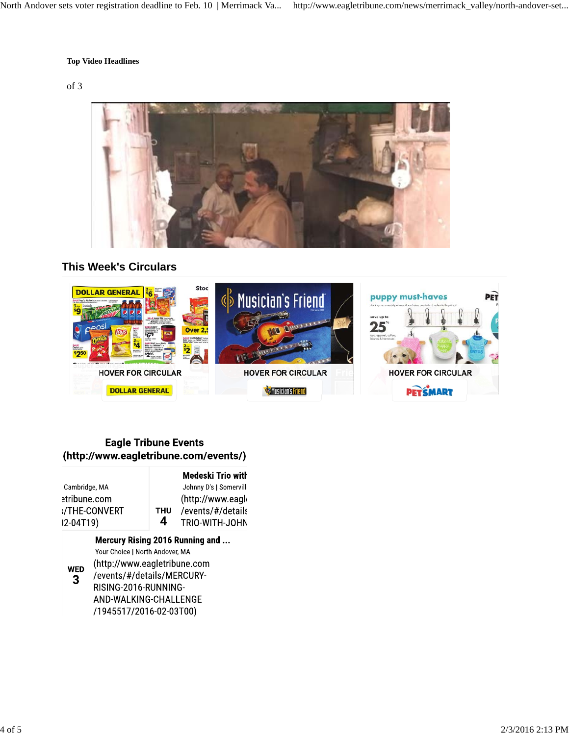**Top Video Headlines**

of 3

### This Week's Circulars

HOVER FOR CIRCULAR

DOLLAR GENERAL

HOVER FOR CIRCULAR

Musician's Friend

HOVER FOR CIRCULAR

PETSMART

### Eagle Tribune Events (http://www.eagletribune.com/events/)

Cambridge, MA

etribune.com

s/THE-CONVERT

)2-04T19)

THU 4

**Medeski Trio with**

Johnny D's | Somervill

(http://www.eagl

/events/#/details

TRIO-WITH-JOHN

WED 3

**Mercury Rising 2016 Running and ...**

Your Choice | North Andover, MA

(http://www.eagletribune.com/events/#/details/MERCURY-RISING-2016-RUNNING-AND-WALKING-CHALLENGE/1945517/2016-02-03T00)